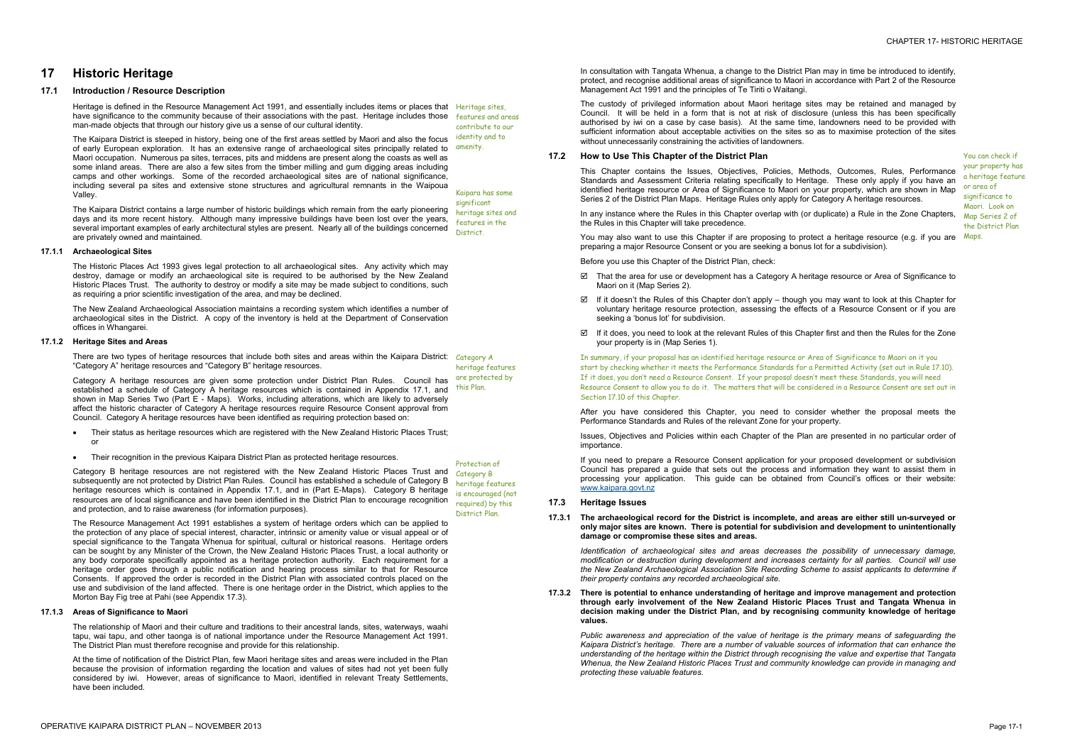# 17 Historic Heritage

## 17.1 Introduction / Resource Description

Heritage is defined in the Resource Management Act 1991, and essentially includes items or places that have significance to the community because of their associations with the past. Heritage includes those man-made objects that through our history give us a sense of our cultural identity.

*Heritage sites, features and areas contribute to our identity and to amenity.*

The Kaipara District is steeped in history, being one of the first areas settled by Maori and also the focus of early European exploration. It has an extensive range of archaeological sites principally related to Maori occupation. Numerous pa sites, terraces, pits and middens are present along the coasts as well as some inland areas. There are also a few sites from the timber milling and gum digging areas including camps and other workings. Some of the recorded archaeological sites are of national significance, including several pa sites and extensive stone structures and agricultural remnants in the Waipoua Valley.

*Kaipara has some significant heritage sites and features in the District.*

The Kaipara District contains a large number of historic buildings which remain from the early pioneering days and its more recent history. Although many impressive buildings have been lost over the years, several important examples of early architectural styles are present. Nearly all of the buildings concerned are privately owned and maintained.

### 17.1.1 Archaeological Sites

The Historic Places Act 1993 gives legal protection to all archaeological sites. Any activity which may destroy, damage or modify an archaeological site is required to be authorised by the New Zealand Historic Places Trust. The authority to destroy or modify a site may be made subject to conditions, such as requiring a prior scientific investigation of the area, and may be declined.

The New Zealand Archaeological Association maintains a recording system which identifies a number of archaeological sites in the District. A copy of the inventory is held at the Department of Conservation offices in Whangarei.

### 17.1.2 Heritage Sites and Areas

There are two types of heritage resources that include both sites and areas within the Kaipara District: "Category A" heritage resources and "Category B" heritage resources.

*Category A heritage features are protected by this Plan.*

Category A heritage resources are given some protection under District Plan Rules. Council has established a schedule of Category A heritage resources which is contained in Appendix 17.1, and shown in Map Series Two (Part E - Maps). Works, including alterations, which are likely to adversely affect the historic character of Category A heritage resources require Resource Consent approval from Council. Category A heritage resources have been identified as requiring protection based on:

- Their status as heritage resources which are registered with the New Zealand Historic Places Trust; or
- Their recognition in the previous Kaipara District Plan as protected heritage resources.

Category B heritage resources are not registered with the New Zealand Historic Places Trust and subsequently are not protected by District Plan Rules. Council has established a schedule of Category B heritage resources which is contained in Appendix 17.1, and in (Part E-Maps). Category B heritage resources are of local significance and have been identified in the District Plan to encourage recognition and protection, and to raise awareness (for information purposes).

*Protection of Category B heritage features is encouraged (not required) by this District Plan.*

The Resource Management Act 1991 establishes a system of heritage orders which can be applied to the protection of any place of special interest, character, intrinsic or amenity value or visual appeal or of special significance to the Tangata Whenua for spiritual, cultural or historical reasons. Heritage orders can be sought by any Minister of the Crown, the New Zealand Historic Places Trust, a local authority or any body corporate specifically appointed as a heritage protection authority. Each requirement for a heritage order goes through a public notification and hearing process similar to that for Resource Consents. If approved the order is recorded in the District Plan with associated controls placed on the use and subdivision of the land affected. There is one heritage order in the District, which applies to the Morton Bay Fig tree at Pahi (see Appendix 17.3).

### 17.1.3 Areas of Significance to Maori

The relationship of Maori and their culture and traditions to their ancestral lands, sites, waterways, waahi tapu, wai tapu, and other taonga is of national importance under the Resource Management Act 1991. The District Plan must therefore recognise and provide for this relationship.

At the time of notification of the District Plan, few Maori heritage sites and areas were included in the Plan because the provision of information regarding the location and values of sites had not yet been fully considered by iwi. However, areas of significance to Maori, identified in relevant Treaty Settlements, have been included.

In consultation with Tangata Whenua, a change to the District Plan may in time be introduced to identify, protect, and recognise additional areas of significance to Maori in accordance with Part 2 of the Resource Management Act 1991 and the principles of Te Tiriti o Waitangi.

The custody of privileged information about Maori heritage sites may be retained and managed by Council. It will be held in a form that is not at risk of disclosure (unless this has been specifically authorised by iwi on a case by case basis). At the same time, landowners need to be provided with sufficient information about acceptable activities on the sites so as to maximise protection of the sites without unnecessarily constraining the activities of landowners.

## 17.2 How to Use This Chapter of the District Plan

This Chapter contains the Issues, Objectives, Policies, Methods, Outcomes, Rules, Performance Standards and Assessment Criteria relating specifically to Heritage. These only apply if you have an identified heritage resource or Area of Significance to Maori on your property, which are shown in Map Series 2 of the District Plan Maps. Heritage Rules only apply for Category A heritage resources.

*You can check if your property has a heritage feature or area of significance to Maori. Look on Map Series 2 of the District Plan Maps.*

In any instance where the Rules in this Chapter overlap with (or duplicate) a Rule in the Zone Chapters, the Rules in this Chapter will take precedence.

You may also want to use this Chapter if are proposing to protect a heritage resource (e.g. if you are preparing a major Resource Consent or you are seeking a bonus lot for a subdivision).

Before you use this Chapter of the District Plan, check:

- ☑ That the area for use or development has a Category A heritage resource or Area of Significance to Maori on it (Map Series 2).
- ☑ If it doesn't the Rules of this Chapter don't apply – though you may want to look at this Chapter for voluntary heritage resource protection, assessing the effects of a Resource Consent or if you are seeking a 'bonus lot' for subdivision.
- ☑ If it does, you need to look at the relevant Rules of this Chapter first and then the Rules for the Zone your property is in (Map Series 1).

*In summary, if your proposal has an identified heritage resource or Area of Significance to Maori on it you start by checking whether it meets the Performance Standards for a Permitted Activity (set out in Rule 17.10). If it does, you don't need a Resource Consent. If your proposal doesn't meet these Standards, you will need Resource Consent to allow you to do it. The matters that will be considered in a Resource Consent are set out in Section 17.10 of this Chapter.*

After you have considered this Chapter, you need to consider whether the proposal meets the Performance Standards and Rules of the relevant Zone for your property.

Issues, Objectives and Policies within each Chapter of the Plan are presented in no particular order of importance.

If you need to prepare a Resource Consent application for your proposed development or subdivision Council has prepared a guide that sets out the process and information they want to assist them in processing your application. This guide can be obtained from Council's offices or their website: www.kaipara.govt.nz

## 17.3 Heritage Issues

**17.3.1 The archaeological record for the District is incomplete, and areas are either still un-surveyed or only major sites are known. There is potential for subdivision and development to unintentionally damage or compromise these sites and areas.**

*Identification of archaeological sites and areas decreases the possibility of unnecessary damage, modification or destruction during development and increases certainty for all parties. Council will use the New Zealand Archaeological Association Site Recording Scheme to assist applicants to determine if their property contains any recorded archaeological site.*

**17.3.2 There is potential to enhance understanding of heritage and improve management and protection through early involvement of the New Zealand Historic Places Trust and Tangata Whenua in decision making under the District Plan, and by recognising community knowledge of heritage values.**

*Public awareness and appreciation of the value of heritage is the primary means of safeguarding the Kaipara District's heritage. There are a number of valuable sources of information that can enhance the understanding of the heritage within the District through recognising the value and expertise that Tangata Whenua, the New Zealand Historic Places Trust and community knowledge can provide in managing and protecting these valuable features.*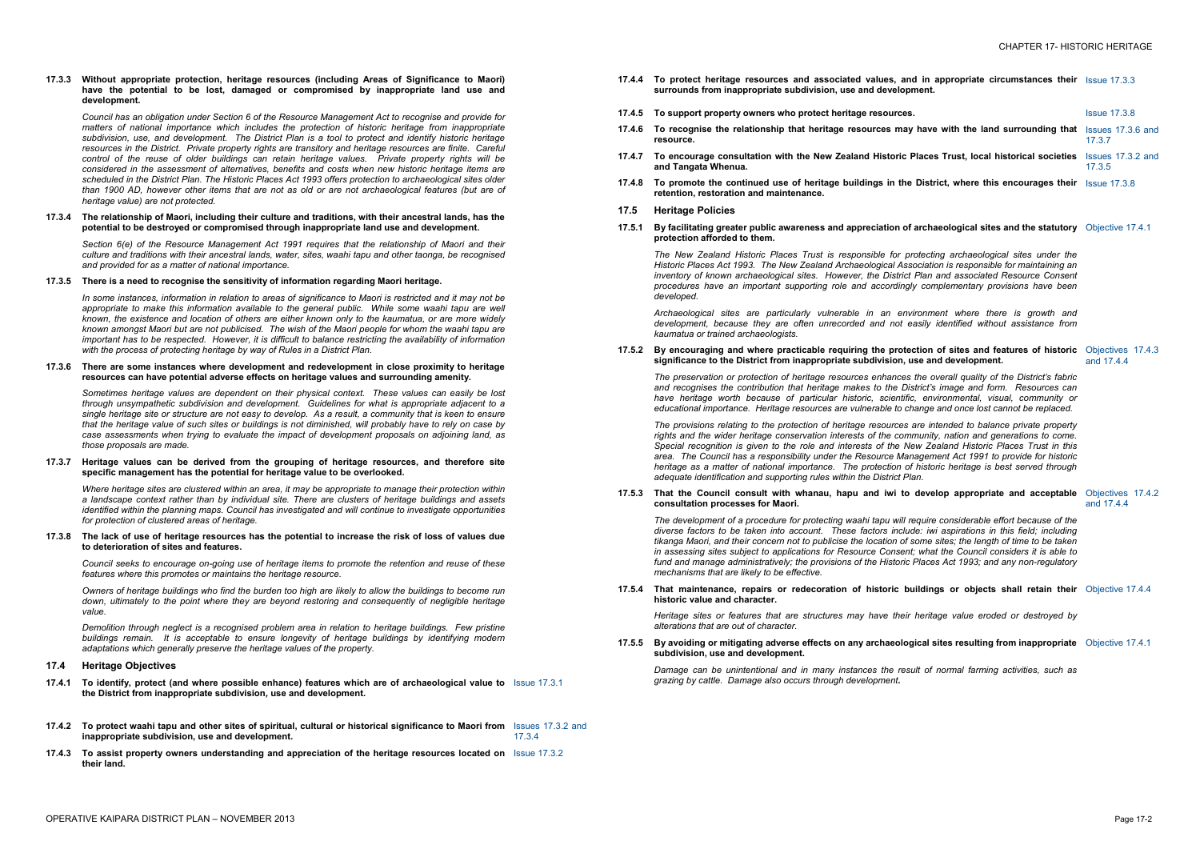**17.3.3 Without appropriate protection, heritage resources (including Areas of Significance to Maori) have the potential to be lost, damaged or compromised by inappropriate land use and development.**

*Council has an obligation under Section 6 of the Resource Management Act to recognise and provide for matters of national importance which includes the protection of historic heritage from inappropriate subdivision, use, and development. The District Plan is a tool to protect and identify historic heritage resources in the District. Private property rights are transitory and heritage resources are finite. Careful control of the reuse of older buildings can retain heritage values. Private property rights will be considered in the assessment of alternatives, benefits and costs when new historic heritage items are scheduled in the District Plan. The Historic Places Act 1993 offers protection to archaeological sites older than 1900 AD, however other items that are not as old or are not archaeological features (but are of heritage value) are not protected.*

**17.3.4 The relationship of Maori, including their culture and traditions, with their ancestral lands, has the potential to be destroyed or compromised through inappropriate land use and development.**

*Section 6(e) of the Resource Management Act 1991 requires that the relationship of Maori and their culture and traditions with their ancestral lands, water, sites, waahi tapu and other taonga, be recognised and provided for as a matter of national importance.*

**17.3.5 There is a need to recognise the sensitivity of information regarding Maori heritage.**

*In some instances, information in relation to areas of significance to Maori is restricted and it may not be appropriate to make this information available to the general public. While some waahi tapu are well known, the existence and location of others are either known only to the kaumatua, or are more widely known amongst Maori but are not publicised. The wish of the Maori people for whom the waahi tapu are important has to be respected. However, it is difficult to balance restricting the availability of information with the process of protecting heritage by way of Rules in a District Plan.*

**17.3.6 There are some instances where development and redevelopment in close proximity to heritage resources can have potential adverse effects on heritage values and surrounding amenity.**

*Sometimes heritage values are dependent on their physical context. These values can easily be lost through unsympathetic subdivision and development. Guidelines for what is appropriate adjacent to a single heritage site or structure are not easy to develop. As a result, a community that is keen to ensure that the heritage value of such sites or buildings is not diminished, will probably have to rely on case by case assessments when trying to evaluate the impact of development proposals on adjoining land, as those proposals are made.*

**17.3.7 Heritage values can be derived from the grouping of heritage resources, and therefore site specific management has the potential for heritage value to be overlooked.**

*Where heritage sites are clustered within an area, it may be appropriate to manage their protection within a landscape context rather than by individual site. There are clusters of heritage buildings and assets identified within the planning maps. Council has investigated and will continue to investigate opportunities for protection of clustered areas of heritage.*

**17.3.8 The lack of use of heritage resources has the potential to increase the risk of loss of values due to deterioration of sites and features.**

*Council seeks to encourage on-going use of heritage items to promote the retention and reuse of these features where this promotes or maintains the heritage resource.*

*Owners of heritage buildings who find the burden too high are likely to allow the buildings to become run down, ultimately to the point where they are beyond restoring and consequently of negligible heritage value.*

*Demolition through neglect is a recognised problem area in relation to heritage buildings. Few pristine buildings remain. It is acceptable to ensure longevity of heritage buildings by identifying modern adaptations which generally preserve the heritage values of the property.*

## 17.4 Heritage Objectives

**17.4.1 To identify, protect (and where possible enhance) features which are of archaeological value to the District from inappropriate subdivision, use and development.** — Issue 17.3.1

**17.4.2 To protect waahi tapu and other sites of spiritual, cultural or historical significance to Maori from inappropriate subdivision, use and development.** — Issues 17.3.2 and 17.3.4

**17.4.3 To assist property owners understanding and appreciation of the heritage resources located on their land.** — Issue 17.3.2

**17.4.4 To protect heritage resources and associated values, and in appropriate circumstances their surrounds from inappropriate subdivision, use and development.** — Issue 17.3.3

**17.4.5 To support property owners who protect heritage resources.** — Issue 17.3.8

**17.4.6 To recognise the relationship that heritage resources may have with the land surrounding that resource.** — Issues 17.3.6 and 17.3.7

**17.4.7 To encourage consultation with the New Zealand Historic Places Trust, local historical societies and Tangata Whenua.** — Issues 17.3.2 and 17.3.5

**17.4.8 To promote the continued use of heritage buildings in the District, where this encourages their retention, restoration and maintenance.** — Issue 17.3.8

## 17.5 Heritage Policies

**17.5.1 By facilitating greater public awareness and appreciation of archaeological sites and the statutory protection afforded to them.** — Objective 17.4.1

*The New Zealand Historic Places Trust is responsible for protecting archaeological sites under the Historic Places Act 1993. The New Zealand Archaeological Association is responsible for maintaining an inventory of known archaeological sites. However, the District Plan and associated Resource Consent procedures have an important supporting role and accordingly complementary provisions have been developed.*

*Archaeological sites are particularly vulnerable in an environment where there is growth and development, because they are often unrecorded and not easily identified without assistance from kaumatua or trained archaeologists.*

**17.5.2 By encouraging and where practicable requiring the protection of sites and features of historic significance to the District from inappropriate subdivision, use and development.** — Objectives 17.4.3 and 17.4.4

*The preservation or protection of heritage resources enhances the overall quality of the District's fabric and recognises the contribution that heritage makes to the District's image and form. Resources can have heritage worth because of particular historic, scientific, environmental, visual, community or educational importance. Heritage resources are vulnerable to change and once lost cannot be replaced.*

*The provisions relating to the protection of heritage resources are intended to balance private property rights and the wider heritage conservation interests of the community, nation and generations to come. Special recognition is given to the role and interests of the New Zealand Historic Places Trust in this area. The Council has a responsibility under the Resource Management Act 1991 to provide for historic heritage as a matter of national importance. The protection of historic heritage is best served through adequate identification and supporting rules within the District Plan.*

**17.5.3 That the Council consult with whanau, hapu and iwi to develop appropriate and acceptable consultation processes for Maori.** — Objectives 17.4.2 and 17.4.4

*The development of a procedure for protecting waahi tapu will require considerable effort because of the diverse factors to be taken into account. These factors include: iwi aspirations in this field; including tikanga Maori, and their concern not to publicise the location of some sites; the length of time to be taken in assessing sites subject to applications for Resource Consent; what the Council considers it is able to fund and manage administratively; the provisions of the Historic Places Act 1993; and any non-regulatory mechanisms that are likely to be effective.*

**17.5.4 That maintenance, repairs or redecoration of historic buildings or objects shall retain their historic value and character.** — Objective 17.4.4

*Heritage sites or features that are structures may have their heritage value eroded or destroyed by alterations that are out of character.*

**17.5.5 By avoiding or mitigating adverse effects on any archaeological sites resulting from inappropriate subdivision, use and development.** — Objective 17.4.1

*Damage can be unintentional and in many instances the result of normal farming activities, such as grazing by cattle. Damage also occurs through development.*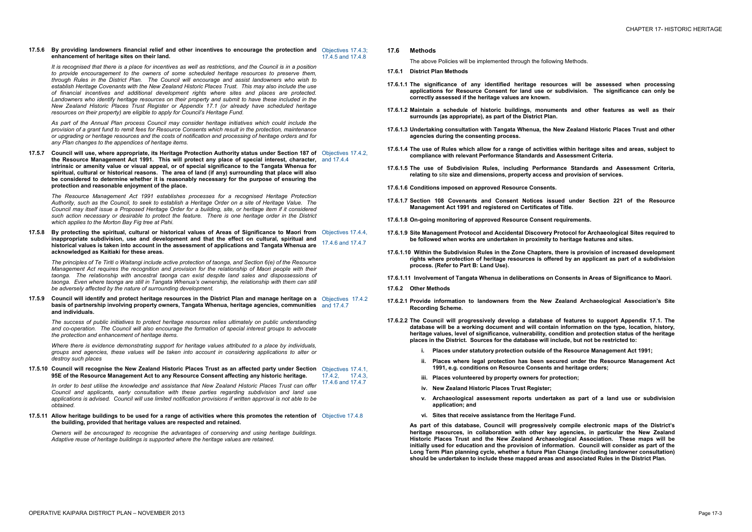**17.5.6 By providing landowners financial relief and other incentives to encourage the protection and enhancement of heritage sites on their land.** Objectives 17.4.3; 17.4.5 and 17.4.8

*It is recognised that there is a place for incentives as well as restrictions, and the Council is in a position to provide encouragement to the owners of some scheduled heritage resources to preserve them, through Rules in the District Plan. The Council will encourage and assist landowners who wish to establish Heritage Covenants with the New Zealand Historic Places Trust. This may also include the use of financial incentives and additional development rights where sites and places are protected. Landowners who identify heritage resources on their property and submit to have these included in the New Zealand Historic Places Trust Register or Appendix 17.1 (or already have scheduled heritage resources on their property) are eligible to apply for Council's Heritage Fund.*

*As part of the Annual Plan process Council may consider heritage initiatives which could include the provision of a grant fund to remit fees for Resource Consents which result in the protection, maintenance or upgrading or heritage resources and the costs of notification and processing of heritage orders and for any Plan changes to the appendices of heritage items.*

**17.5.7 Council will use, where appropriate, its Heritage Protection Authority status under Section 187 of the Resource Management Act 1991. This will protect any place of special interest, character, intrinsic or amenity value or visual appeal, or of special significance to the Tangata Whenua for spiritual, cultural or historical reasons. The area of land (if any) surrounding that place will also be considered to determine whether it is reasonably necessary for the purpose of ensuring the protection and reasonable enjoyment of the place.** Objectives 17.4.2, and 17.4.4

*The Resource Management Act 1991 establishes processes for a recognised Heritage Protection Authority, such as the Council, to seek to establish a Heritage Order on a site of Heritage Value. The Council may itself issue a Proposed Heritage Order for a building, site, or heritage item if it considered such action necessary or desirable to protect the feature. There is one heritage order in the District which applies to the Morton Bay Fig tree at Pahi.*

**17.5.8 By protecting the spiritual, cultural or historical values of Areas of Significance to Maori from inappropriate subdivision, use and development and that the effect on cultural, spiritual and historical values is taken into account in the assessment of applications and Tangata Whenua are acknowledged as Kaitiaki for these areas.** Objectives 17.4.4, 17.4.6 and 17.4.7

*The principles of Te Tiriti o Waitangi include active protection of taonga, and Section 6(e) of the Resource Management Act requires the recognition and provision for the relationship of Maori people with their taonga. The relationship with ancestral taonga can exist despite land sales and dispossessions of taonga. Even where taonga are still in Tangata Whenua's ownership, the relationship with them can still be adversely affected by the nature of surrounding development.*

**17.5.9 Council will identify and protect heritage resources in the District Plan and manage heritage on a basis of partnership involving property owners, Tangata Whenua, heritage agencies, communities and individuals.** Objectives 17.4.2 and 17.4.7

*The success of public initiatives to protect heritage resources relies ultimately on public understanding and co-operation. The Council will also encourage the formation of special interest groups to advocate the protection and enhancement of heritage items.*

*Where there is evidence demonstrating support for heritage values attributed to a place by individuals, groups and agencies, these values will be taken into account in considering applications to alter or destroy such places*

**17.5.10 Council will recognise the New Zealand Historic Places Trust as an affected party under Section 95E of the Resource Management Act to any Resource Consent affecting any historic heritage.** Objectives 17.4.1, 17.4.2, 17.4.3, 17.4.6 and 17.4.7

*In order to best utilise the knowledge and assistance that New Zealand Historic Places Trust can offer Council and applicants, early consultation with these parties regarding subdivision and land use applications is advised. Council will use limited notification provisions if written approval is not able to be obtained.*

**17.5.11 Allow heritage buildings to be used for a range of activities where this promotes the retention of the building, provided that heritage values are respected and retained.** Objective 17.4.8

*Owners will be encouraged to recognise the advantages of conserving and using heritage buildings. Adaptive reuse of heritage buildings is supported where the heritage values are retained.*

## 17.6 Methods

The above Policies will be implemented through the following Methods.

### 17.6.1 District Plan Methods

**17.6.1.1 The significance of any identified heritage resources will be assessed when processing applications for Resource Consent for land use or subdivision. The significance can only be correctly assessed if the heritage values are known.**

**17.6.1.2 Maintain a schedule of historic buildings, monuments and other features as well as their surrounds (as appropriate), as part of the District Plan.**

**17.6.1.3 Undertaking consultation with Tangata Whenua, the New Zealand Historic Places Trust and other agencies during the consenting process.**

**17.6.1.4 The use of Rules which allow for a range of activities within heritage sites and areas, subject to compliance with relevant Performance Standards and Assessment Criteria.**

**17.6.1.5 The use of Subdivision Rules, including Performance Standards and Assessment Criteria, relating to** site **size and dimensions, property access and provision of services.**

**17.6.1.6 Conditions imposed on approved Resource Consents.**

**17.6.1.7 Section 108 Covenants and Consent Notices issued under Section 221 of the Resource Management Act 1991 and registered on Certificates of Title.**

**17.6.1.8 On-going monitoring of approved Resource Consent requirements.**

**17.6.1.9 Site Management Protocol and Accidental Discovery Protocol for Archaeological Sites required to be followed when works are undertaken in proximity to heritage features and sites.**

**17.6.1.10 Within the Subdivision Rules in the Zone Chapters, there is provision of increased development rights where protection of heritage resources is offered by an applicant as part of a subdivision process. (Refer to Part B: Land Use).**

**17.6.1.11 Involvement of Tangata Whenua in deliberations on Consents in Areas of Significance to Maori.**

### 17.6.2 Other Methods

**17.6.2.1 Provide information to landowners from the New Zealand Archaeological Association's Site Recording Scheme.**

**17.6.2.2 The Council will progressively develop a database of features to support Appendix 17.1. The database will be a working document and will contain information on the type, location, history, heritage values, level of significance, vulnerability, condition and protection status of the heritage places in the District. Sources for the database will include, but not be restricted to:**

- **i. Places under statutory protection outside of the Resource Management Act 1991;**
- **ii. Places where legal protection has been secured under the Resource Management Act 1991, e.g. conditions on Resource Consents and heritage orders;**
- **iii. Places volunteered by property owners for protection;**
- **iv. New Zealand Historic Places Trust Register;**
- **v. Archaeological assessment reports undertaken as part of a land use or subdivision application; and**
- **vi. Sites that receive assistance from the Heritage Fund.**

**As part of this database, Council will progressively compile electronic maps of the District's heritage resources, in collaboration with other key agencies, in particular the New Zealand Historic Places Trust and the New Zealand Archaeological Association. These maps will be initially used for education and the provision of information. Council will consider as part of the Long Term Plan planning cycle, whether a future Plan Change (including landowner consultation) should be undertaken to include these mapped areas and associated Rules in the District Plan.**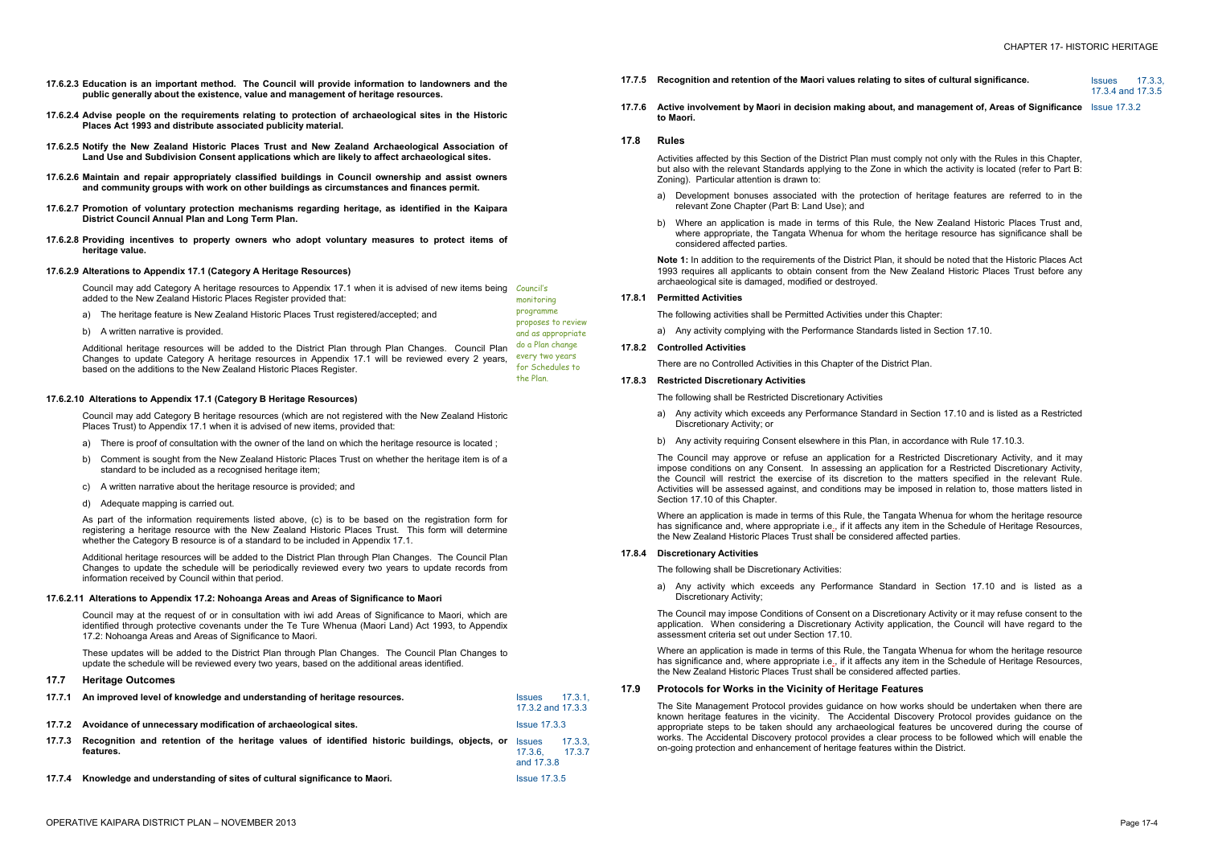**17.6.2.3 Education is an important method. The Council will provide information to landowners and the public generally about the existence, value and management of heritage resources.**

**17.6.2.4 Advise people on the requirements relating to protection of archaeological sites in the Historic Places Act 1993 and distribute associated publicity material.**

**17.6.2.5 Notify the New Zealand Historic Places Trust and New Zealand Archaeological Association of Land Use and Subdivision Consent applications which are likely to affect archaeological sites.**

**17.6.2.6 Maintain and repair appropriately classified buildings in Council ownership and assist owners and community groups with work on other buildings as circumstances and finances permit.**

**17.6.2.7 Promotion of voluntary protection mechanisms regarding heritage, as identified in the Kaipara District Council Annual Plan and Long Term Plan.**

**17.6.2.8 Providing incentives to property owners who adopt voluntary measures to protect items of heritage value.**

#### 17.6.2.9 Alterations to Appendix 17.1 (Category A Heritage Resources)

Council may add Category A heritage resources to Appendix 17.1 when it is advised of new items being added to the New Zealand Historic Places Register provided that:

a) The heritage feature is New Zealand Historic Places Trust registered/accepted; and

b) A written narrative is provided.

Additional heritage resources will be added to the District Plan through Plan Changes. Council Plan Changes to update Category A heritage resources in Appendix 17.1 will be reviewed every 2 years, based on the additions to the New Zealand Historic Places Register.

*Council's monitoring programme proposes to review and as appropriate do a Plan change every two years for Schedules to the Plan.*

#### 17.6.2.10 Alterations to Appendix 17.1 (Category B Heritage Resources)

Council may add Category B heritage resources (which are not registered with the New Zealand Historic Places Trust) to Appendix 17.1 when it is advised of new items, provided that:

a) There is proof of consultation with the owner of the land on which the heritage resource is located ;

b) Comment is sought from the New Zealand Historic Places Trust on whether the heritage item is of a standard to be included as a recognised heritage item;

c) A written narrative about the heritage resource is provided; and

d) Adequate mapping is carried out.

As part of the information requirements listed above, (c) is to be based on the registration form for registering a heritage resource with the New Zealand Historic Places Trust. This form will determine whether the Category B resource is of a standard to be included in Appendix 17.1.

Additional heritage resources will be added to the District Plan through Plan Changes. The Council Plan Changes to update the schedule will be periodically reviewed every two years to update records from information received by Council within that period.

#### 17.6.2.11 Alterations to Appendix 17.2: Nohoanga Areas and Areas of Significance to Maori

Council may at the request of or in consultation with iwi add Areas of Significance to Maori, which are identified through protective covenants under the Te Ture Whenua (Maori Land) Act 1993, to Appendix 17.2: Nohoanga Areas and Areas of Significance to Maori.

These updates will be added to the District Plan through Plan Changes. The Council Plan Changes to update the schedule will be reviewed every two years, based on the additional areas identified.

## 17.7 Heritage Outcomes

| | | |
|---|---|---|
| **17.7.1** | **An improved level of knowledge and understanding of heritage resources.** | Issues 17.3.1, 17.3.2 and 17.3.3 |
| **17.7.2** | **Avoidance of unnecessary modification of archaeological sites.** | Issue 17.3.3 |
| **17.7.3** | **Recognition and retention of the heritage values of identified historic buildings, objects, or features.** | Issues 17.3.3, 17.3.6, 17.3.7 and 17.3.8 |
| **17.7.4** | **Knowledge and understanding of sites of cultural significance to Maori.** | Issue 17.3.5 |
| **17.7.5** | **Recognition and retention of the Maori values relating to sites of cultural significance.** | Issues 17.3.3, 17.3.4 and 17.3.5 |
| **17.7.6** | **Active involvement by Maori in decision making about, and management of, Areas of Significance to Maori.** | Issue 17.3.2 |

## 17.8 Rules

Activities affected by this Section of the District Plan must comply not only with the Rules in this Chapter, but also with the relevant Standards applying to the Zone in which the activity is located (refer to Part B: Zoning). Particular attention is drawn to:

a) Development bonuses associated with the protection of heritage features are referred to in the relevant Zone Chapter (Part B: Land Use); and

b) Where an application is made in terms of this Rule, the New Zealand Historic Places Trust and, where appropriate, the Tangata Whenua for whom the heritage resource has significance shall be considered affected parties.

**Note 1:** In addition to the requirements of the District Plan, it should be noted that the Historic Places Act 1993 requires all applicants to obtain consent from the New Zealand Historic Places Trust before any archaeological site is damaged, modified or destroyed.

### 17.8.1 Permitted Activities

The following activities shall be Permitted Activities under this Chapter:

a) Any activity complying with the Performance Standards listed in Section 17.10.

### 17.8.2 Controlled Activities

There are no Controlled Activities in this Chapter of the District Plan.

### 17.8.3 Restricted Discretionary Activities

The following shall be Restricted Discretionary Activities

a) Any activity which exceeds any Performance Standard in Section 17.10 and is listed as a Restricted Discretionary Activity; or

b) Any activity requiring Consent elsewhere in this Plan, in accordance with Rule 17.10.3.

The Council may approve or refuse an application for a Restricted Discretionary Activity, and it may impose conditions on any Consent. In assessing an application for a Restricted Discretionary Activity, the Council will restrict the exercise of its discretion to the matters specified in the relevant Rule. Activities will be assessed against, and conditions may be imposed in relation to, those matters listed in Section 17.10 of this Chapter.

Where an application is made in terms of this Rule, the Tangata Whenua for whom the heritage resource has significance and, where appropriate i.e., if it affects any item in the Schedule of Heritage Resources, the New Zealand Historic Places Trust shall be considered affected parties.

### 17.8.4 Discretionary Activities

The following shall be Discretionary Activities:

a) Any activity which exceeds any Performance Standard in Section 17.10 and is listed as a Discretionary Activity;

The Council may impose Conditions of Consent on a Discretionary Activity or it may refuse consent to the application. When considering a Discretionary Activity application, the Council will have regard to the assessment criteria set out under Section 17.10.

Where an application is made in terms of this Rule, the Tangata Whenua for whom the heritage resource has significance and, where appropriate i.e., if it affects any item in the Schedule of Heritage Resources, the New Zealand Historic Places Trust shall be considered affected parties.

## 17.9 Protocols for Works in the Vicinity of Heritage Features

The Site Management Protocol provides guidance on how works should be undertaken when there are known heritage features in the vicinity. The Accidental Discovery Protocol provides guidance on the appropriate steps to be taken should any archaeological features be uncovered during the course of works. The Accidental Discovery protocol provides a clear process to be followed which will enable the on-going protection and enhancement of heritage features within the District.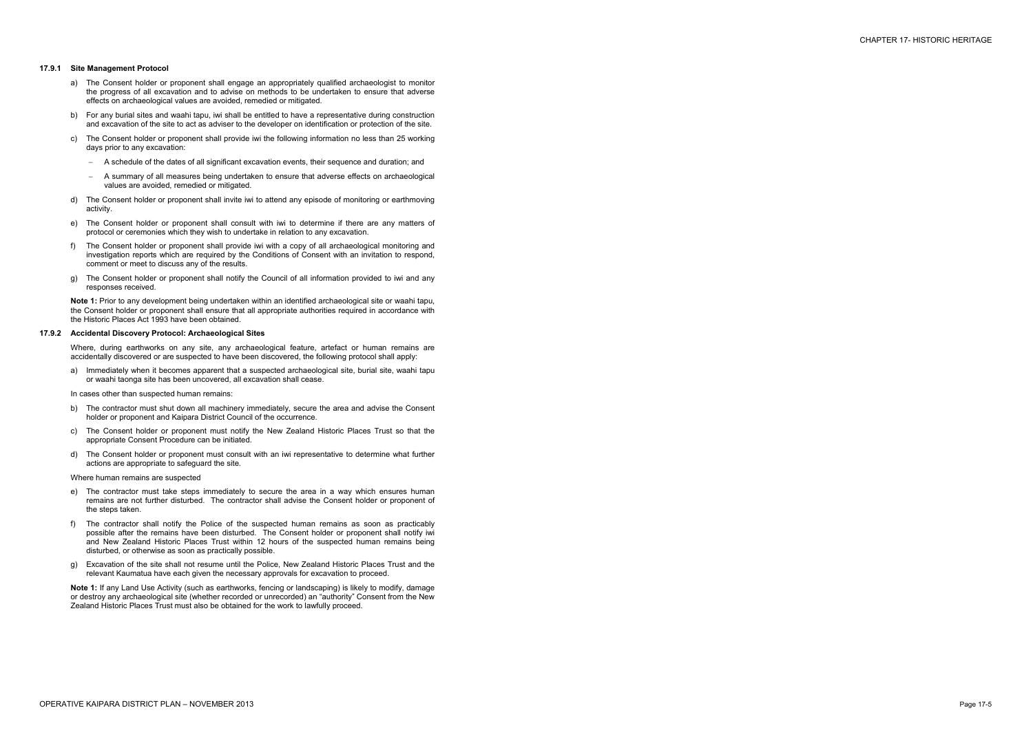### 17.9.1 Site Management Protocol

a) The Consent holder or proponent shall engage an appropriately qualified archaeologist to monitor the progress of all excavation and to advise on methods to be undertaken to ensure that adverse effects on archaeological values are avoided, remedied or mitigated.

b) For any burial sites and waahi tapu, iwi shall be entitled to have a representative during construction and excavation of the site to act as adviser to the developer on identification or protection of the site.

c) The Consent holder or proponent shall provide iwi the following information no less than 25 working days prior to any excavation:

- A schedule of the dates of all significant excavation events, their sequence and duration; and
- A summary of all measures being undertaken to ensure that adverse effects on archaeological values are avoided, remedied or mitigated.

d) The Consent holder or proponent shall invite iwi to attend any episode of monitoring or earthmoving activity.

e) The Consent holder or proponent shall consult with iwi to determine if there are any matters of protocol or ceremonies which they wish to undertake in relation to any excavation.

f) The Consent holder or proponent shall provide iwi with a copy of all archaeological monitoring and investigation reports which are required by the Conditions of Consent with an invitation to respond, comment or meet to discuss any of the results.

g) The Consent holder or proponent shall notify the Council of all information provided to iwi and any responses received.

**Note 1:** Prior to any development being undertaken within an identified archaeological site or waahi tapu, the Consent holder or proponent shall ensure that all appropriate authorities required in accordance with the Historic Places Act 1993 have been obtained.

### 17.9.2 Accidental Discovery Protocol: Archaeological Sites

Where, during earthworks on any site, any archaeological feature, artefact or human remains are accidentally discovered or are suspected to have been discovered, the following protocol shall apply:

a) Immediately when it becomes apparent that a suspected archaeological site, burial site, waahi tapu or waahi taonga site has been uncovered, all excavation shall cease.

In cases other than suspected human remains:

b) The contractor must shut down all machinery immediately, secure the area and advise the Consent holder or proponent and Kaipara District Council of the occurrence.

c) The Consent holder or proponent must notify the New Zealand Historic Places Trust so that the appropriate Consent Procedure can be initiated.

d) The Consent holder or proponent must consult with an iwi representative to determine what further actions are appropriate to safeguard the site.

Where human remains are suspected

e) The contractor must take steps immediately to secure the area in a way which ensures human remains are not further disturbed. The contractor shall advise the Consent holder or proponent of the steps taken.

f) The contractor shall notify the Police of the suspected human remains as soon as practicably possible after the remains have been disturbed. The Consent holder or proponent shall notify iwi and New Zealand Historic Places Trust within 12 hours of the suspected human remains being disturbed, or otherwise as soon as practically possible.

g) Excavation of the site shall not resume until the Police, New Zealand Historic Places Trust and the relevant Kaumatua have each given the necessary approvals for excavation to proceed.

**Note 1:** If any Land Use Activity (such as earthworks, fencing or landscaping) is likely to modify, damage or destroy any archaeological site (whether recorded or unrecorded) an "authority" Consent from the New Zealand Historic Places Trust must also be obtained for the work to lawfully proceed.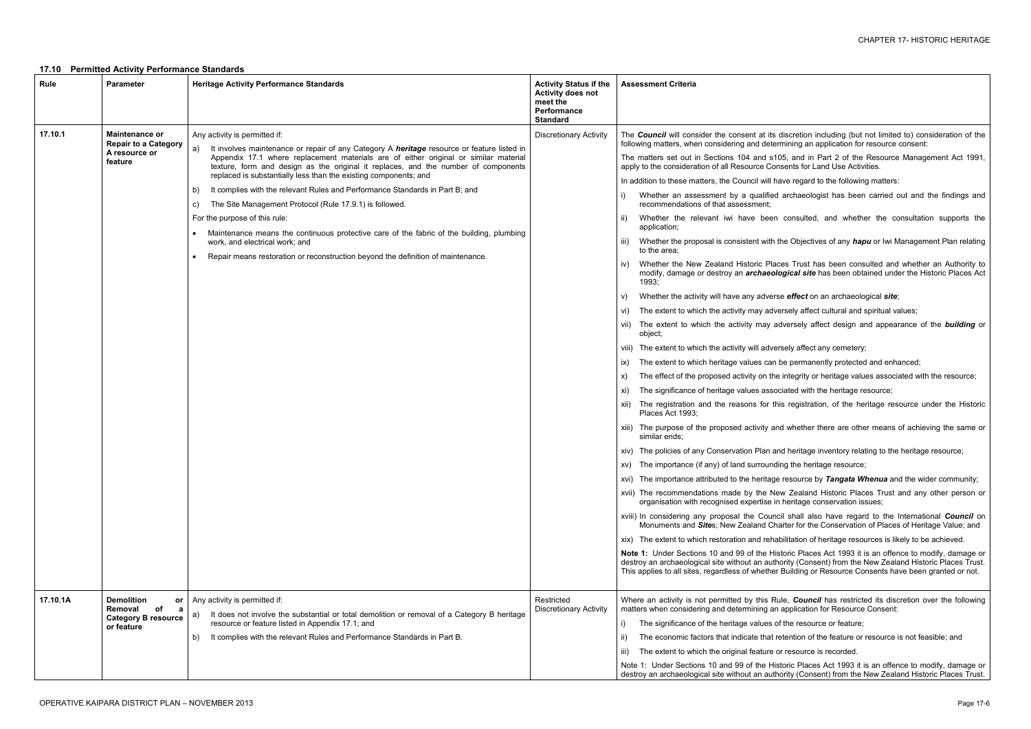## 17.10 Permitted Activity Performance Standards

| Rule | Parameter | Heritage Activity Performance Standards | Activity Status if the Activity does not meet the Performance Standard | Assessment Criteria |
|---|---|---|---|---|
| 17.10.1 | **Maintenance or Repair to a Category A resource or feature** | Any activity is permitted if:<br>a) It involves maintenance or repair of any Category A ***heritage*** resource or feature listed in Appendix 17.1 where replacement materials are of either original or similar material texture, form and design as the original it replaces, and the number of components replaced is substantially less than the existing components; and<br>b) It complies with the relevant Rules and Performance Standards in Part B; and<br>c) The Site Management Protocol (Rule 17.9.1) is followed.<br>For the purpose of this rule:<br>• Maintenance means the continuous protective care of the fabric of the building, plumbing work, and electrical work; and<br>• Repair means restoration or reconstruction beyond the definition of maintenance. | Discretionary Activity | The ***Council*** will consider the consent at its discretion including (but not limited to) consideration of the following matters, when considering and determining an application for resource consent:<br>The matters set out in Sections 104 and s105, and in Part 2 of the Resource Management Act 1991, apply to the consideration of all Resource Consents for Land Use Activities.<br>In addition to these matters, the Council will have regard to the following matters:<br>i) Whether an assessment by a qualified archaeologist has been carried out and the findings and recommendations of that assessment;<br>ii) Whether the relevant iwi have been consulted, and whether the consultation supports the application;<br>iii) Whether the proposal is consistent with the Objectives of any ***hapu*** or Iwi Management Plan relating to the area;<br>iv) Whether the New Zealand Historic Places Trust has been consulted and whether an Authority to modify, damage or destroy an ***archaeological site*** has been obtained under the Historic Places Act 1993;<br>v) Whether the activity will have any adverse ***effect*** on an archaeological ***site***;<br>vi) The extent to which the activity may adversely affect cultural and spiritual values;<br>vii) The extent to which the activity may adversely affect design and appearance of the ***building*** or object;<br>viii) The extent to which the activity will adversely affect any cemetery;<br>ix) The extent to which heritage values can be permanently protected and enhanced;<br>x) The effect of the proposed activity on the integrity or heritage values associated with the resource;<br>xi) The significance of heritage values associated with the heritage resource;<br>xii) The registration and the reasons for this registration, of the heritage resource under the Historic Places Act 1993;<br>xiii) The purpose of the proposed activity and whether there are other means of achieving the same or similar ends;<br>xiv) The policies of any Conservation Plan and heritage inventory relating to the heritage resource;<br>xv) The importance (if any) of land surrounding the heritage resource;<br>xvi) The importance attributed to the heritage resource by ***Tangata Whenua*** and the wider community;<br>xvii) The recommendations made by the New Zealand Historic Places Trust and any other person or organisation with recognised expertise in heritage conservation issues;<br>xviii) In considering any proposal the Council shall also have regard to the International ***Council*** on Monuments and ***Site***s; New Zealand Charter for the Conservation of Places of Heritage Value; and<br>xix) The extent to which restoration and rehabilitation of heritage resources is likely to be achieved.<br>**Note 1:** Under Sections 10 and 99 of the Historic Places Act 1993 it is an offence to modify, damage or destroy an archaeological site without an authority (Consent) from the New Zealand Historic Places Trust. This applies to all sites, regardless of whether Building or Resource Consents have been granted or not. |
| 17.10.1A | **Demolition or Removal of a Category B resource or feature** | Any activity is permitted if:<br>a) It does not involve the substantial or total demolition or removal of a Category B heritage resource or feature listed in Appendix 17.1; and<br>b) It complies with the relevant Rules and Performance Standards in Part B. | Restricted Discretionary Activity | Where an activity is not permitted by this Rule, ***Council*** has restricted its discretion over the following matters when considering and determining an application for Resource Consent:<br>i) The significance of the heritage values of the resource or feature;<br>ii) The economic factors that indicate that retention of the feature or resource is not feasible; and<br>iii) The extent to which the original feature or resource is recorded.<br>Note 1: Under Sections 10 and 99 of the Historic Places Act 1993 it is an offence to modify, damage or destroy an archaeological site without an authority (Consent) from the New Zealand Historic Places Trust. |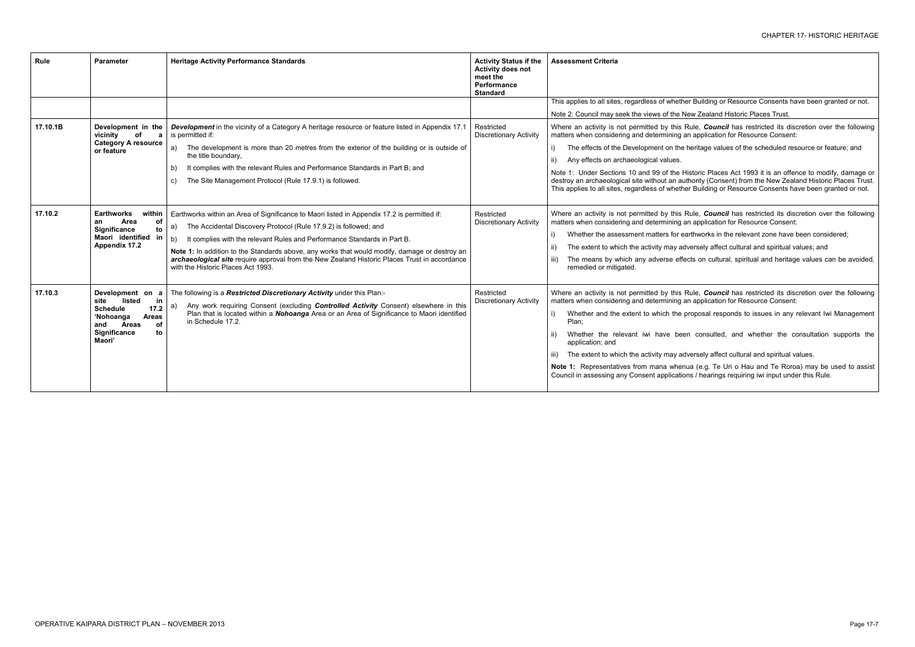| Rule | Parameter | Heritage Activity Performance Standards | Activity Status if the Activity does not meet the Performance Standard | Assessment Criteria |
|---|---|---|---|---|
| | | | | This applies to all sites, regardless of whether Building or Resource Consents have been granted or not.<br><br>Note 2: Council may seek the views of the New Zealand Historic Places Trust. |
| 17.10.1B | **Development in the vicinity of a Category A resource or feature** | ***Development*** in the vicinity of a Category A heritage resource or feature listed in Appendix 17.1 is permitted if:<br>a) The development is more than 20 metres from the exterior of the building or is outside of the title boundary,<br>b) It complies with the relevant Rules and Performance Standards in Part B; and<br>c) The Site Management Protocol (Rule 17.9.1) is followed. | Restricted Discretionary Activity | Where an activity is not permitted by this Rule, ***Council*** has restricted its discretion over the following matters when considering and determining an application for Resource Consent:<br>i) The effects of the Development on the heritage values of the scheduled resource or feature; and<br>ii) Any effects on archaeological values.<br><br>Note 1: Under Sections 10 and 99 of the Historic Places Act 1993 it is an offence to modify, damage or destroy an archaeological site without an authority (Consent) from the New Zealand Historic Places Trust. This applies to all sites, regardless of whether Building or Resource Consents have been granted or not. |
| 17.10.2 | **Earthworks within an Area of Significance to Maori identified in Appendix 17.2** | Earthworks within an Area of Significance to Maori listed in Appendix 17.2 is permitted if:<br>a) The Accidental Discovery Protocol (Rule 17.9.2) is followed; and<br>b) It complies with the relevant Rules and Performance Standards in Part B.<br><br>**Note 1:** In addition to the Standards above, any works that would modify, damage or destroy an ***archaeological site*** require approval from the New Zealand Historic Places Trust in accordance with the Historic Places Act 1993. | Restricted Discretionary Activity | Where an activity is not permitted by this Rule, ***Council*** has restricted its discretion over the following matters when considering and determining an application for Resource Consent:<br>i) Whether the assessment matters for earthworks in the relevant zone have been considered;<br>ii) The extent to which the activity may adversely affect cultural and spiritual values; and<br>iii) The means by which any adverse effects on cultural, spiritual and heritage values can be avoided, remedied or mitigated. |
| 17.10.3 | **Development on a site listed in Schedule 17.2 'Nohoanga Areas and Areas of Significance to Maori'** | The following is a ***Restricted Discretionary Activity*** under this Plan:-<br>a) Any work requiring Consent (excluding ***Controlled Activity*** Consent) elsewhere in this Plan that is located within a ***Nohoanga*** Area or an Area of Significance to Maori identified in Schedule 17.2. | Restricted Discretionary Activity | Where an activity is not permitted by this Rule, ***Council*** has restricted its discretion over the following matters when considering and determining an application for Resource Consent:<br>i) Whether and the extent to which the proposal responds to issues in any relevant Iwi Management Plan;<br>ii) Whether the relevant iwi have been consulted, and whether the consultation supports the application; and<br>iii) The extent to which the activity may adversely affect cultural and spiritual values.<br><br>**Note 1:** Representatives from mana whenua (e.g. Te Uri o Hau and Te Roroa) may be used to assist Council in assessing any Consent applications / hearings requiring iwi input under this Rule. |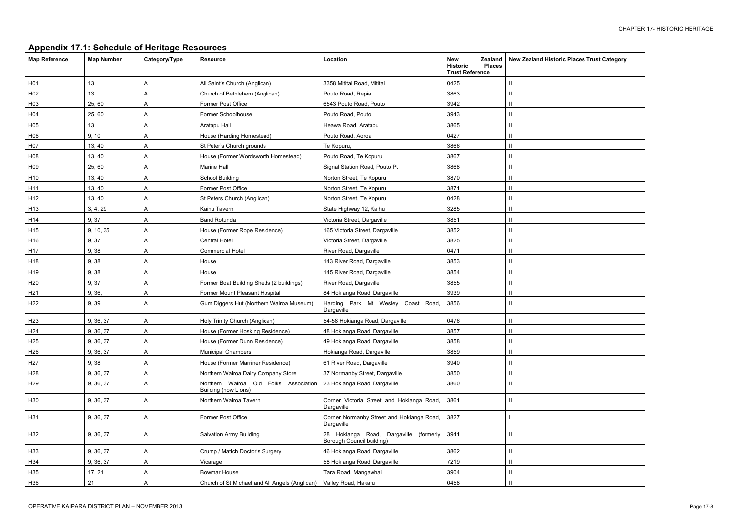## Appendix 17.1: Schedule of Heritage Resources

| Map Reference | Map Number | Category/Type | Resource | Location | New Zealand Historic Places Trust Reference | New Zealand Historic Places Trust Category |
|---|---|---|---|---|---|---|
| H01 | 13 | A | All Saint's Church (Anglican) | 3358 Mititai Road, Mititai | 0425 | II |
| H02 | 13 | A | Church of Bethlehem (Anglican) | Pouto Road, Repia | 3863 | II |
| H03 | 25, 60 | A | Former Post Office | 6543 Pouto Road, Pouto | 3942 | II |
| H04 | 25, 60 | A | Former Schoolhouse | Pouto Road, Pouto | 3943 | II |
| H05 | 13 | A | Aratapu Hall | Heawa Road, Aratapu | 3865 | II |
| H06 | 9, 10 | A | House (Harding Homestead) | Pouto Road, Aoroa | 0427 | II |
| H07 | 13, 40 | A | St Peter's Church grounds | Te Kopuru, | 3866 | II |
| H08 | 13, 40 | A | House (Former Wordsworth Homestead) | Pouto Road, Te Kopuru | 3867 | II |
| H09 | 25, 60 | A | Marine Hall | Signal Station Road, Pouto Pt | 3868 | II |
| H10 | 13, 40 | A | School Building | Norton Street, Te Kopuru | 3870 | II |
| H11 | 13, 40 | A | Former Post Office | Norton Street, Te Kopuru | 3871 | II |
| H12 | 13, 40 | A | St Peters Church (Anglican) | Norton Street, Te Kopuru | 0428 | II |
| H13 | 3, 4, 29 | A | Kaihu Tavern | State Highway 12, Kaihu | 3285 | II |
| H14 | 9, 37 | A | Band Rotunda | Victoria Street, Dargaville | 3851 | II |
| H15 | 9, 10, 35 | A | House (Former Rope Residence) | 165 Victoria Street, Dargaville | 3852 | II |
| H16 | 9, 37 | A | Central Hotel | Victoria Street, Dargaville | 3825 | II |
| H17 | 9, 38 | A | Commercial Hotel | River Road, Dargaville | 0471 | II |
| H18 | 9, 38 | A | House | 143 River Road, Dargaville | 3853 | II |
| H19 | 9, 38 | A | House | 145 River Road, Dargaville | 3854 | II |
| H20 | 9, 37 | A | Former Boat Building Sheds (2 buildings) | River Road, Dargaville | 3855 | II |
| H21 | 9, 36, | A | Former Mount Pleasant Hospital | 84 Hokianga Road, Dargaville | 3939 | II |
| H22 | 9, 39 | A | Gum Diggers Hut (Northern Wairoa Museum) | Harding Park Mt Wesley Coast Road, Dargaville | 3856 | II |
| H23 | 9, 36, 37 | A | Holy Trinity Church (Anglican) | 54-58 Hokianga Road, Dargaville | 0476 | II |
| H24 | 9, 36, 37 | A | House (Former Hosking Residence) | 48 Hokianga Road, Dargaville | 3857 | II |
| H25 | 9, 36, 37 | A | House (Former Dunn Residence) | 49 Hokianga Road, Dargaville | 3858 | II |
| H26 | 9, 36, 37 | A | Municipal Chambers | Hokianga Road, Dargaville | 3859 | II |
| H27 | 9, 38 | A | House (Former Marriner Residence) | 61 River Road, Dargaville | 3940 | II |
| H28 | 9, 36, 37 | A | Northern Wairoa Dairy Company Store | 37 Normanby Street, Dargaville | 3850 | II |
| H29 | 9, 36, 37 | A | Northern Wairoa Old Folks Association Building (now Lions) | 23 Hokianga Road, Dargaville | 3860 | II |
| H30 | 9, 36, 37 | A | Northern Wairoa Tavern | Corner Victoria Street and Hokianga Road, Dargaville | 3861 | II |
| H31 | 9, 36, 37 | A | Former Post Office | Corner Normanby Street and Hokianga Road, Dargaville | 3827 | I |
| H32 | 9, 36, 37 | A | Salvation Army Building | 28 Hokianga Road, Dargaville (formerly Borough Council building) | 3941 | II |
| H33 | 9, 36, 37 | A | Crump / Matich Doctor's Surgery | 46 Hokianga Road, Dargaville | 3862 | II |
| H34 | 9, 36, 37 | A | Vicarage | 58 Hokianga Road, Dargaville | 7219 | II |
| H35 | 17, 21 | A | Bowmar House | Tara Road, Mangawhai | 3904 | II |
| H36 | 21 | A | Church of St Michael and All Angels (Anglican) | Valley Road, Hakaru | 0458 | II |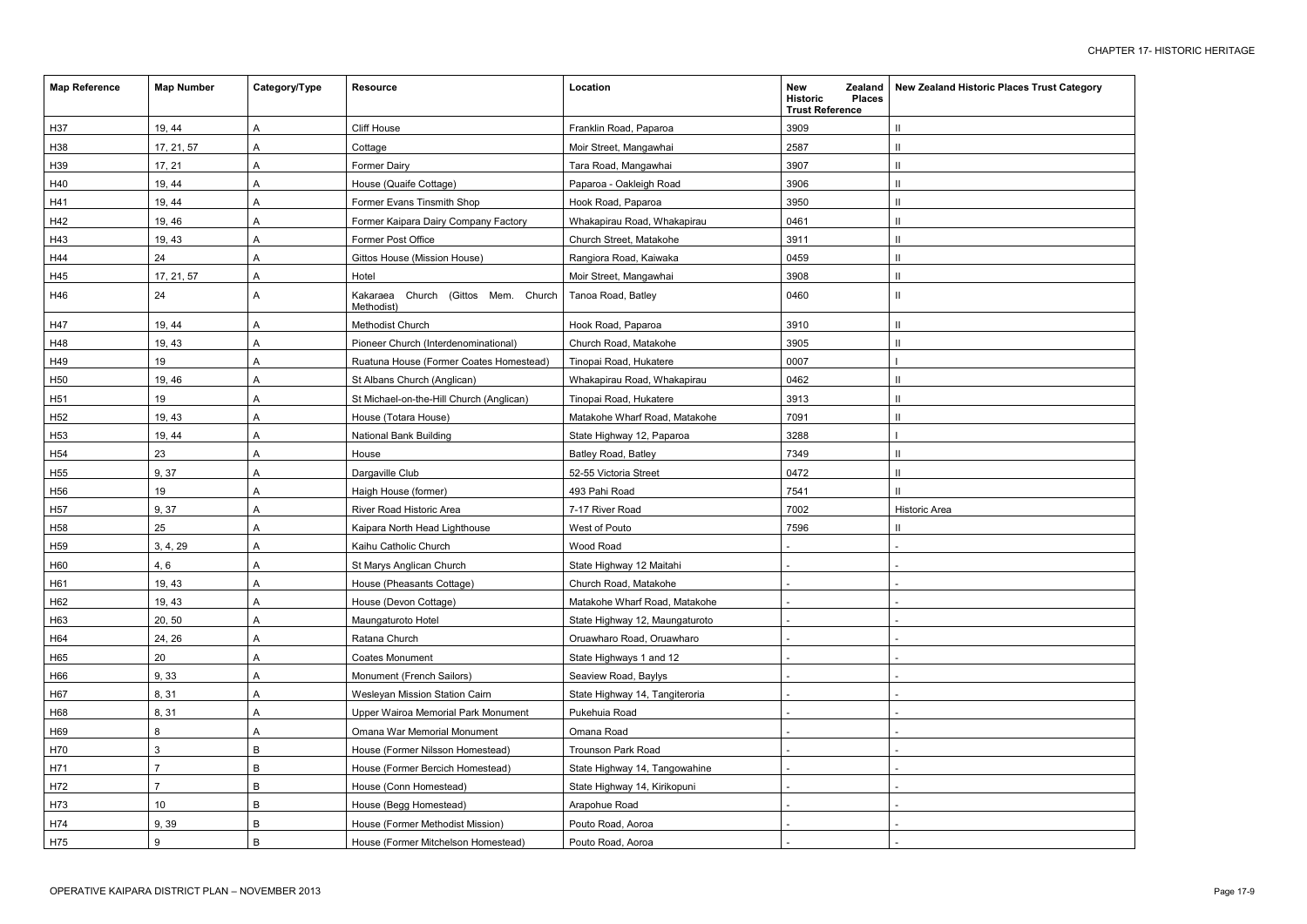| Map Reference | Map Number | Category/Type | Resource | Location | New Zealand Historic Places Trust Reference | New Zealand Historic Places Trust Category |
|---|---|---|---|---|---|---|
| H37 | 19, 44 | A | Cliff House | Franklin Road, Paparoa | 3909 | II |
| H38 | 17, 21, 57 | A | Cottage | Moir Street, Mangawhai | 2587 | II |
| H39 | 17, 21 | A | Former Dairy | Tara Road, Mangawhai | 3907 | II |
| H40 | 19, 44 | A | House (Quaife Cottage) | Paparoa - Oakleigh Road | 3906 | II |
| H41 | 19, 44 | A | Former Evans Tinsmith Shop | Hook Road, Paparoa | 3950 | II |
| H42 | 19, 46 | A | Former Kaipara Dairy Company Factory | Whakapirau Road, Whakapirau | 0461 | II |
| H43 | 19, 43 | A | Former Post Office | Church Street, Matakohe | 3911 | II |
| H44 | 24 | A | Gittos House (Mission House) | Rangiora Road, Kaiwaka | 0459 | II |
| H45 | 17, 21, 57 | A | Hotel | Moir Street, Mangawhai | 3908 | II |
| H46 | 24 | A | Kakaraea Church (Gittos Mem. Church Methodist) | Tanoa Road, Batley | 0460 | II |
| H47 | 19, 44 | A | Methodist Church | Hook Road, Paparoa | 3910 | II |
| H48 | 19, 43 | A | Pioneer Church (Interdenominational) | Church Road, Matakohe | 3905 | II |
| H49 | 19 | A | Ruatuna House (Former Coates Homestead) | Tinopai Road, Hukatere | 0007 | I |
| H50 | 19, 46 | A | St Albans Church (Anglican) | Whakapirau Road, Whakapirau | 0462 | II |
| H51 | 19 | A | St Michael-on-the-Hill Church (Anglican) | Tinopai Road, Hukatere | 3913 | II |
| H52 | 19, 43 | A | House (Totara House) | Matakohe Wharf Road, Matakohe | 7091 | II |
| H53 | 19, 44 | A | National Bank Building | State Highway 12, Paparoa | 3288 | I |
| H54 | 23 | A | House | Batley Road, Batley | 7349 | II |
| H55 | 9, 37 | A | Dargaville Club | 52-55 Victoria Street | 0472 | II |
| H56 | 19 | A | Haigh House (former) | 493 Pahi Road | 7541 | II |
| H57 | 9, 37 | A | River Road Historic Area | 7-17 River Road | 7002 | Historic Area |
| H58 | 25 | A | Kaipara North Head Lighthouse | West of Pouto | 7596 | II |
| H59 | 3, 4, 29 | A | Kaihu Catholic Church | Wood Road | - | - |
| H60 | 4, 6 | A | St Marys Anglican Church | State Highway 12 Maitahi | - | - |
| H61 | 19, 43 | A | House (Pheasants Cottage) | Church Road, Matakohe | - | - |
| H62 | 19, 43 | A | House (Devon Cottage) | Matakohe Wharf Road, Matakohe | - | - |
| H63 | 20, 50 | A | Maungaturoto Hotel | State Highway 12, Maungaturoto | - | - |
| H64 | 24, 26 | A | Ratana Church | Oruawharo Road, Oruawharo | - | - |
| H65 | 20 | A | Coates Monument | State Highways 1 and 12 | - | - |
| H66 | 9, 33 | A | Monument (French Sailors) | Seaview Road, Baylys | - | - |
| H67 | 8, 31 | A | Wesleyan Mission Station Cairn | State Highway 14, Tangiteroria | - | - |
| H68 | 8, 31 | A | Upper Wairoa Memorial Park Monument | Pukehuia Road | - | - |
| H69 | 8 | A | Omana War Memorial Monument | Omana Road | - | - |
| H70 | 3 | B | House (Former Nilsson Homestead) | Trounson Park Road | - | - |
| H71 | 7 | B | House (Former Bercich Homestead) | State Highway 14, Tangowahine | - | - |
| H72 | 7 | B | House (Conn Homestead) | State Highway 14, Kirikopuni | - | - |
| H73 | 10 | B | House (Begg Homestead) | Arapohue Road | - | - |
| H74 | 9, 39 | B | House (Former Methodist Mission) | Pouto Road, Aoroa | - | - |
| H75 | 9 | B | House (Former Mitchelson Homestead) | Pouto Road, Aoroa | - | - |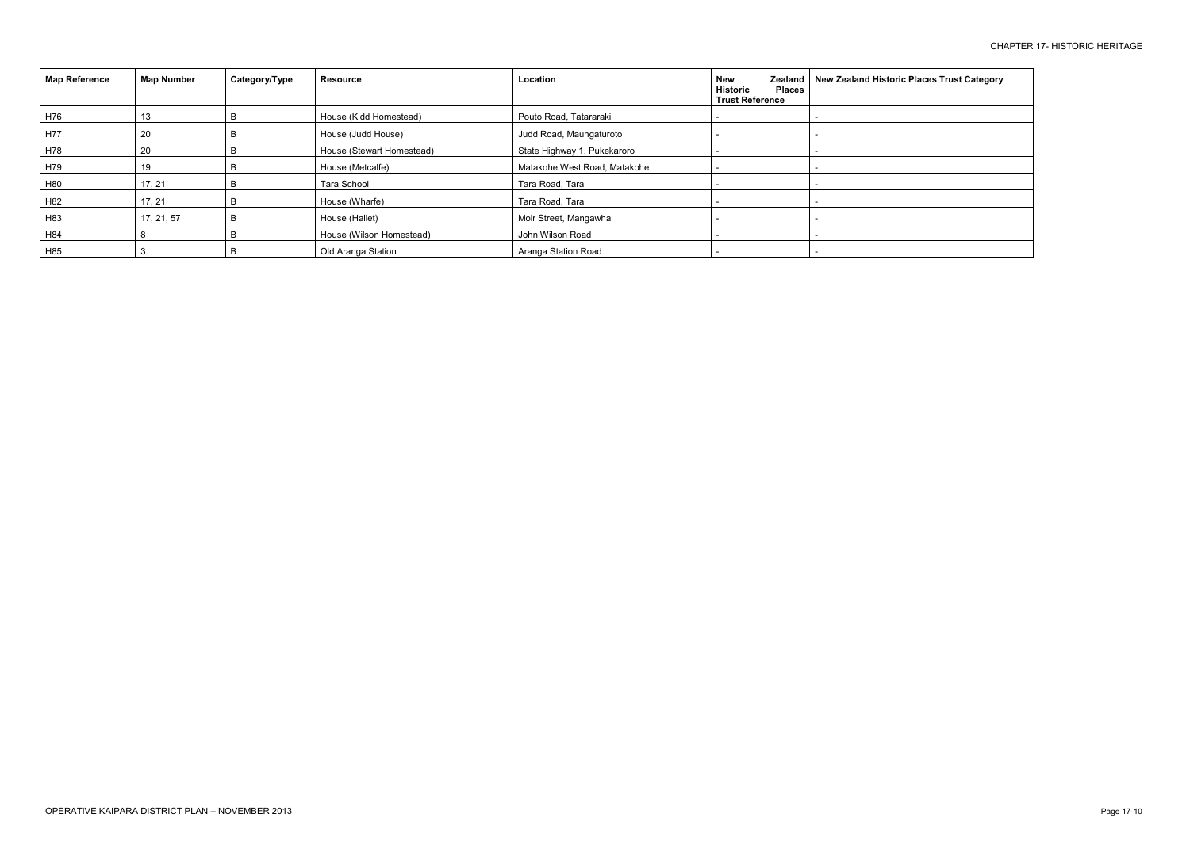| Map Reference | Map Number | Category/Type | Resource | Location | New Zealand Historic Places Trust Reference | New Zealand Historic Places Trust Category |
|---|---|---|---|---|---|---|
| H76 | 13 | B | House (Kidd Homestead) | Pouto Road, Tatararaki | - | - |
| H77 | 20 | B | House (Judd House) | Judd Road, Maungaturoto | - | - |
| H78 | 20 | B | House (Stewart Homestead) | State Highway 1, Pukekaroro | - | - |
| H79 | 19 | B | House (Metcalfe) | Matakohe West Road, Matakohe | - | - |
| H80 | 17, 21 | B | Tara School | Tara Road, Tara | - | - |
| H82 | 17, 21 | B | House (Wharfe) | Tara Road, Tara | - | - |
| H83 | 17, 21, 57 | B | House (Hallet) | Moir Street, Mangawhai | - | - |
| H84 | 8 | B | House (Wilson Homestead) | John Wilson Road | - | - |
| H85 | 3 | B | Old Aranga Station | Aranga Station Road | - | - |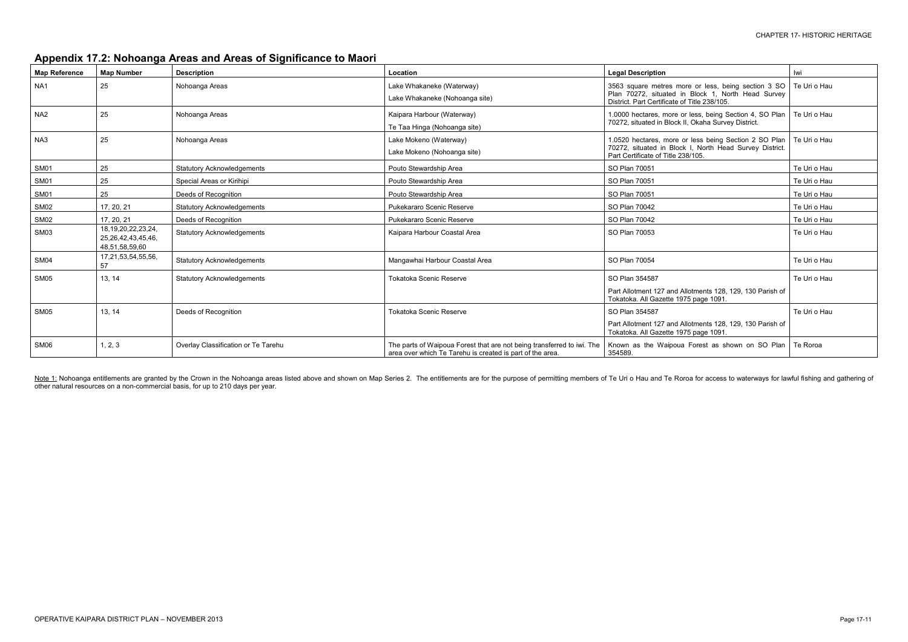## Appendix 17.2: Nohoanga Areas and Areas of Significance to Maori

| Map Reference | Map Number | Description | Location | Legal Description | Iwi |
|---|---|---|---|---|---|
| NA1 | 25 | Nohoanga Areas | Lake Whakaneke (Waterway)<br>Lake Whakaneke (Nohoanga site) | 3563 square metres more or less, being section 3 SO Plan 70272, situated in Block 1, North Head Survey District. Part Certificate of Title 238/105. | Te Uri o Hau |
| NA2 | 25 | Nohoanga Areas | Kaipara Harbour (Waterway)<br>Te Taa Hinga (Nohoanga site) | 1.0000 hectares, more or less, being Section 4, SO Plan 70272, situated in Block II, Okaha Survey District. | Te Uri o Hau |
| NA3 | 25 | Nohoanga Areas | Lake Mokeno (Waterway)<br>Lake Mokeno (Nohoanga site) | 1.0520 hectares, more or less being Section 2 SO Plan 70272, situated in Block I, North Head Survey District. Part Certificate of Title 238/105. | Te Uri o Hau |
| SM01 | 25 | Statutory Acknowledgements | Pouto Stewardship Area | SO Plan 70051 | Te Uri o Hau |
| SM01 | 25 | Special Areas or Kirihipi | Pouto Stewardship Area | SO Plan 70051 | Te Uri o Hau |
| SM01 | 25 | Deeds of Recognition | Pouto Stewardship Area | SO Plan 70051 | Te Uri o Hau |
| SM02 | 17, 20, 21 | Statutory Acknowledgements | Pukekararo Scenic Reserve | SO Plan 70042 | Te Uri o Hau |
| SM02 | 17, 20, 21 | Deeds of Recognition | Pukekararo Scenic Reserve | SO Plan 70042 | Te Uri o Hau |
| SM03 | 18,19,20,22,23,24, 25,26,42,43,45,46, 48,51,58,59,60 | Statutory Acknowledgements | Kaipara Harbour Coastal Area | SO Plan 70053 | Te Uri o Hau |
| SM04 | 17,21,53,54,55,56, 57 | Statutory Acknowledgements | Mangawhai Harbour Coastal Area | SO Plan 70054 | Te Uri o Hau |
| SM05 | 13, 14 | Statutory Acknowledgements | Tokatoka Scenic Reserve | SO Plan 354587<br>Part Allotment 127 and Allotments 128, 129, 130 Parish of Tokatoka. All Gazette 1975 page 1091. | Te Uri o Hau |
| SM05 | 13, 14 | Deeds of Recognition | Tokatoka Scenic Reserve | SO Plan 354587<br>Part Allotment 127 and Allotments 128, 129, 130 Parish of Tokatoka. All Gazette 1975 page 1091. | Te Uri o Hau |
| SM06 | 1, 2, 3 | Overlay Classification or Te Tarehu | The parts of Waipoua Forest that are not being transferred to iwi. The area over which Te Tarehu is created is part of the area. | Known as the Waipoua Forest as shown on SO Plan 354589. | Te Roroa |

Note 1: Nohoanga entitlements are granted by the Crown in the Nohoanga areas listed above and shown on Map Series 2. The entitlements are for the purpose of permitting members of Te Uri o Hau and Te Roroa for access to waterways for lawful fishing and gathering of other natural resources on a non-commercial basis, for up to 210 days per year.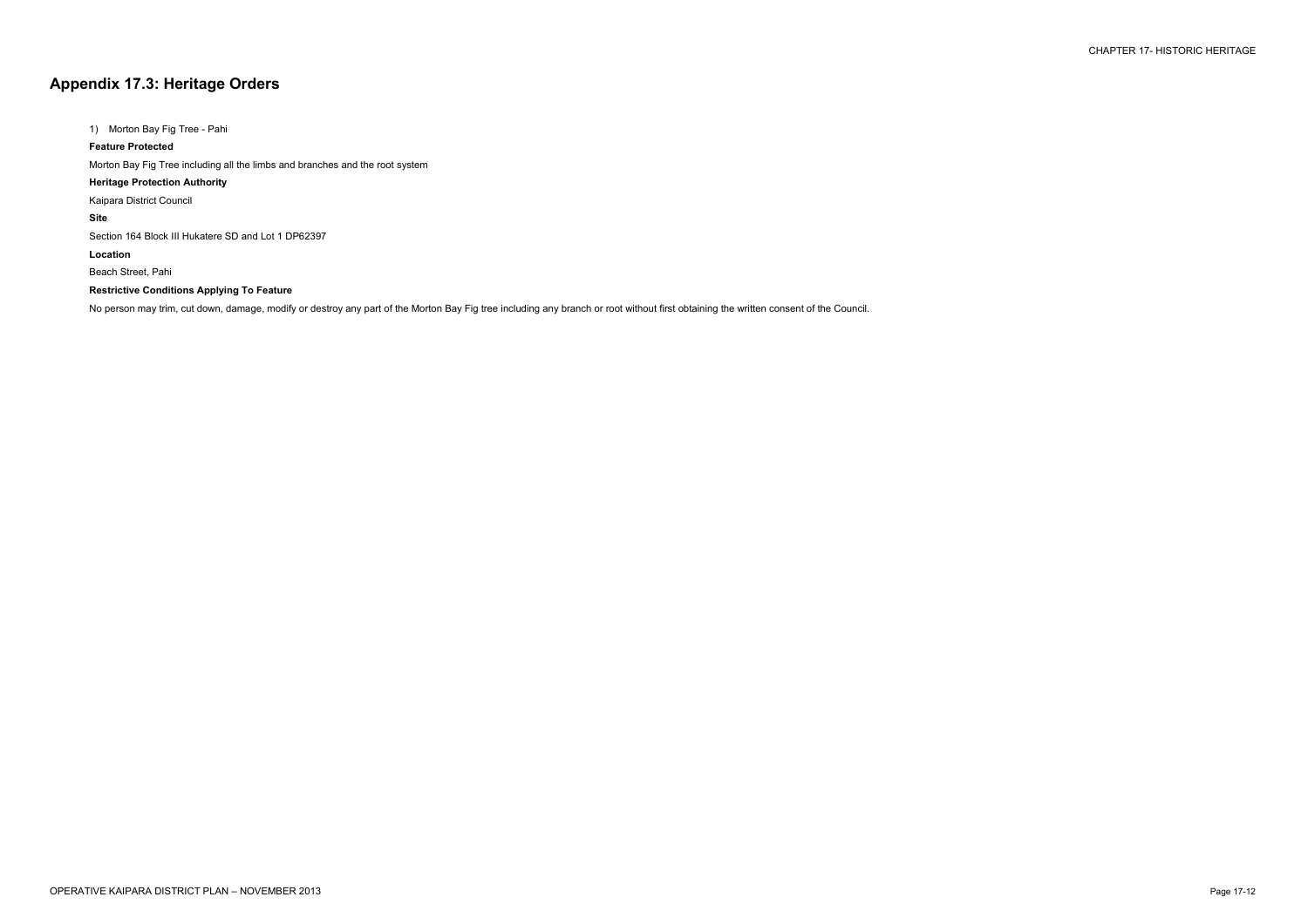# Appendix 17.3: Heritage Orders

1) Morton Bay Fig Tree - Pahi

**Feature Protected**

Morton Bay Fig Tree including all the limbs and branches and the root system

**Heritage Protection Authority**

Kaipara District Council

**Site**

Section 164 Block III Hukatere SD and Lot 1 DP62397

**Location**

Beach Street, Pahi

**Restrictive Conditions Applying To Feature**

No person may trim, cut down, damage, modify or destroy any part of the Morton Bay Fig tree including any branch or root without first obtaining the written consent of the Council.